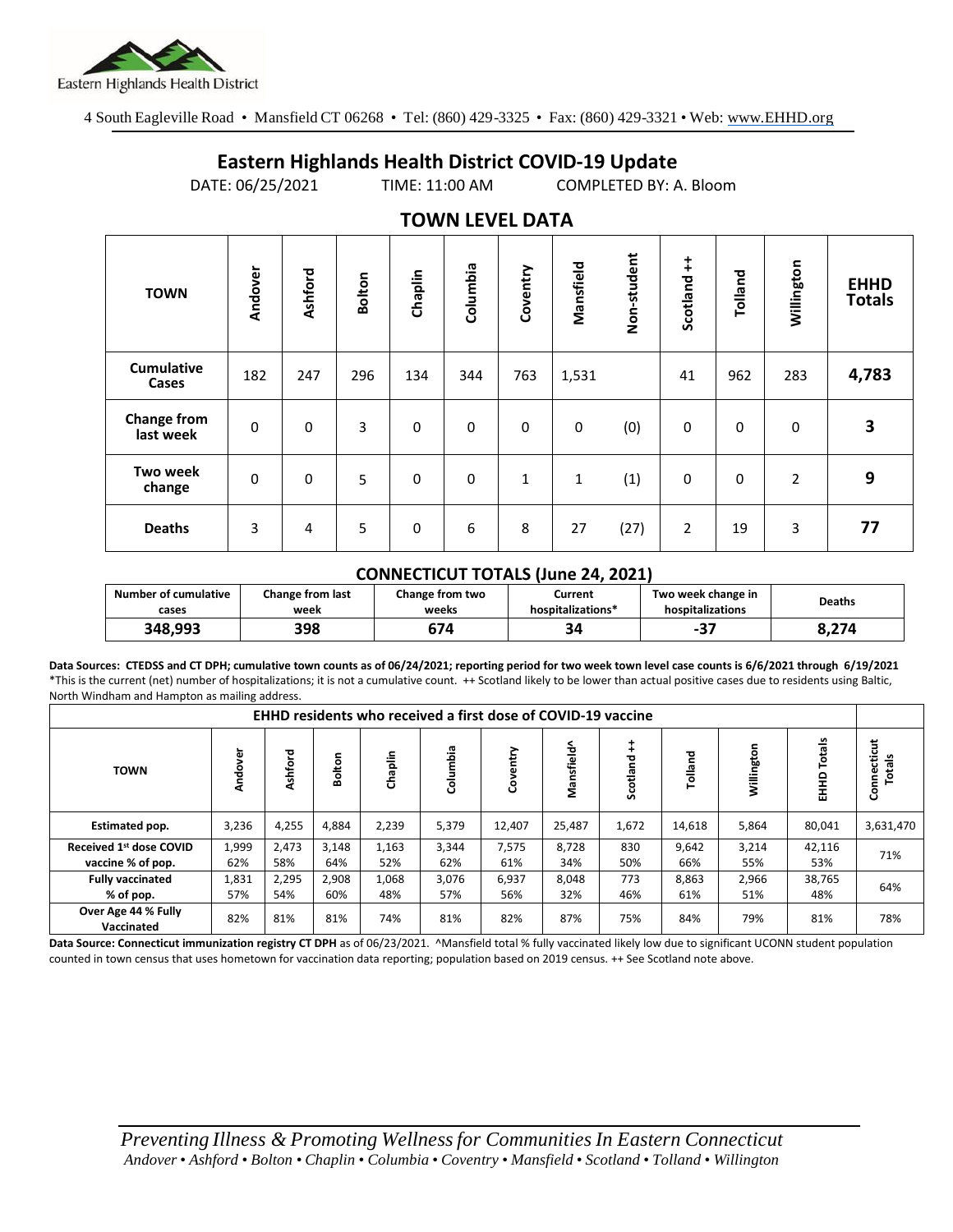Eastern Highlands Health District

4 South Eagleville Road • Mansfield CT 06268 • Tel: (860) 429-3325 • Fax: (860) 429-3321 • Web: www.EHHD.org

# Eastern Highlands Health District COVID-19 Update

DATE: 06/25/2021 TIME: 11:00 AM COMPLETED BY: A. Bloom

## TOWN LEVEL DATA

| TOWN | Andover | Ashford | Bolton | Chaplin | Columbia | Coventry | Mansfield | Non-student | Scotland ++ | Tolland | Willington | EHHD Totals |
|---|---|---|---|---|---|---|---|---|---|---|---|---|
| Cumulative Cases | 182 | 247 | 296 | 134 | 344 | 763 | 1,531 | | 41 | 962 | 283 | **4,783** |
| Change from last week | 0 | 0 | 3 | 0 | 0 | 0 | 0 | (0) | 0 | 0 | 0 | **3** |
| Two week change | 0 | 0 | 5 | 0 | 0 | 1 | 1 | (1) | 0 | 0 | 2 | **9** |
| Deaths | 3 | 4 | 5 | 0 | 6 | 8 | 27 | (27) | 2 | 19 | 3 | **77** |

### CONNECTICUT TOTALS (June 24, 2021)

| Number of cumulative cases | Change from last week | Change from two weeks | Current hospitalizations* | Two week change in hospitalizations | Deaths |
|---|---|---|---|---|---|
| **348,993** | **398** | **674** | **34** | **-37** | **8,274** |

**Data Sources: CTEDSS and CT DPH; cumulative town counts as of 06/24/2021; reporting period for two week town level case counts is 6/6/2021 through 6/19/2021**
*This is the current (net) number of hospitalizations; it is not a cumulative count. ++ Scotland likely to be lower than actual positive cases due to residents using Baltic, North Windham and Hampton as mailing address.

| EHHD residents who received a first dose of COVID-19 vaccine | | | | | | | | | | | | |
|---|---|---|---|---|---|---|---|---|---|---|---|---|
| TOWN | Andover | Ashford | Bolton | Chaplin | Columbia | Coventry | Mansfield^ | Scotland ++ | Tolland | Willington | EHHD Totals | Connecticut Totals |
| Estimated pop. | 3,236 | 4,255 | 4,884 | 2,239 | 5,379 | 12,407 | 25,487 | 1,672 | 14,618 | 5,864 | 80,041 | 3,631,470 |
| Received 1st dose COVID vaccine % of pop. | 1,999 62% | 2,473 58% | 3,148 64% | 1,163 52% | 3,344 62% | 7,575 61% | 8,728 34% | 830 50% | 9,642 66% | 3,214 55% | 42,116 53% | 71% |
| Fully vaccinated % of pop. | 1,831 57% | 2,295 54% | 2,908 60% | 1,068 48% | 3,076 57% | 6,937 56% | 8,048 32% | 773 46% | 8,863 61% | 2,966 51% | 38,765 48% | 64% |
| Over Age 44 % Fully Vaccinated | 82% | 81% | 81% | 74% | 81% | 82% | 87% | 75% | 84% | 79% | 81% | 78% |

**Data Source: Connecticut immunization registry CT DPH** as of 06/23/2021. ^Mansfield total % fully vaccinated likely low due to significant UCONN student population counted in town census that uses hometown for vaccination data reporting; population based on 2019 census. ++ See Scotland note above.

*Preventing Illness & Promoting Wellness for Communities In Eastern Connecticut*
*Andover • Ashford • Bolton • Chaplin • Columbia • Coventry • Mansfield • Scotland • Tolland • Willington*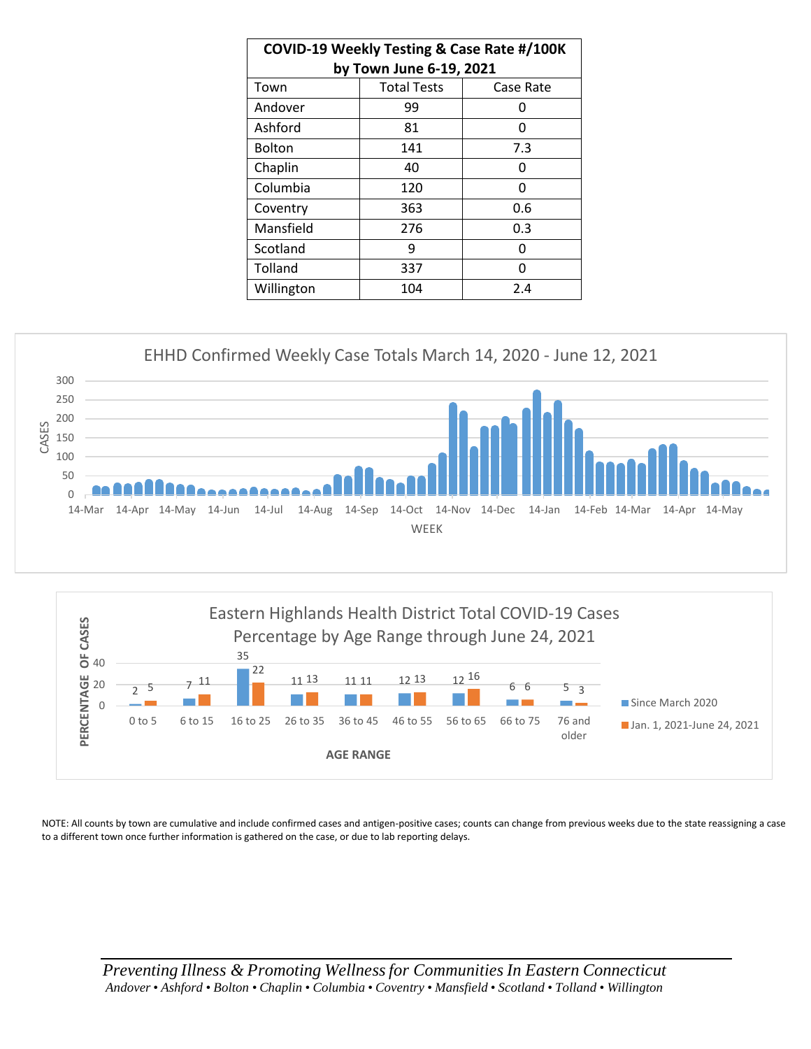| COVID-19 Weekly Testing & Case Rate #/100K by Town June 6-19, 2021 | | |
|---|---|---|
| Town | Total Tests | Case Rate |
| Andover | 99 | 0 |
| Ashford | 81 | 0 |
| Bolton | 141 | 7.3 |
| Chaplin | 40 | 0 |
| Columbia | 120 | 0 |
| Coventry | 363 | 0.6 |
| Mansfield | 276 | 0.3 |
| Scotland | 9 | 0 |
| Tolland | 337 | 0 |
| Willington | 104 | 2.4 |

EHHD Confirmed Weekly Case Totals March 14, 2020 - June 12, 2021

CASES

300
250
200
150
100
50
0

14-Mar 14-Apr 14-May 14-Jun 14-Jul 14-Aug 14-Sep 14-Oct 14-Nov 14-Dec 14-Jan 14-Feb 14-Mar 14-Apr 14-May

WEEK

Eastern Highlands Health District Total COVID-19 Cases Percentage by Age Range through June 24, 2021

PERCENTAGE OF CASES

40
20
0

0 to 5: 2, 5
6 to 15: 7, 11
16 to 25: 35, 22
26 to 35: 11, 13
36 to 45: 11, 11
46 to 55: 12, 13
56 to 65: 12, 16
66 to 75: 6, 6
76 and older: 5, 3

AGE RANGE

Since March 2020
Jan. 1, 2021-June 24, 2021

NOTE: All counts by town are cumulative and include confirmed cases and antigen-positive cases; counts can change from previous weeks due to the state reassigning a case to a different town once further information is gathered on the case, or due to lab reporting delays.

*Preventing Illness & Promoting Wellness for Communities In Eastern Connecticut*
*Andover • Ashford • Bolton • Chaplin • Columbia • Coventry • Mansfield • Scotland • Tolland • Willington*